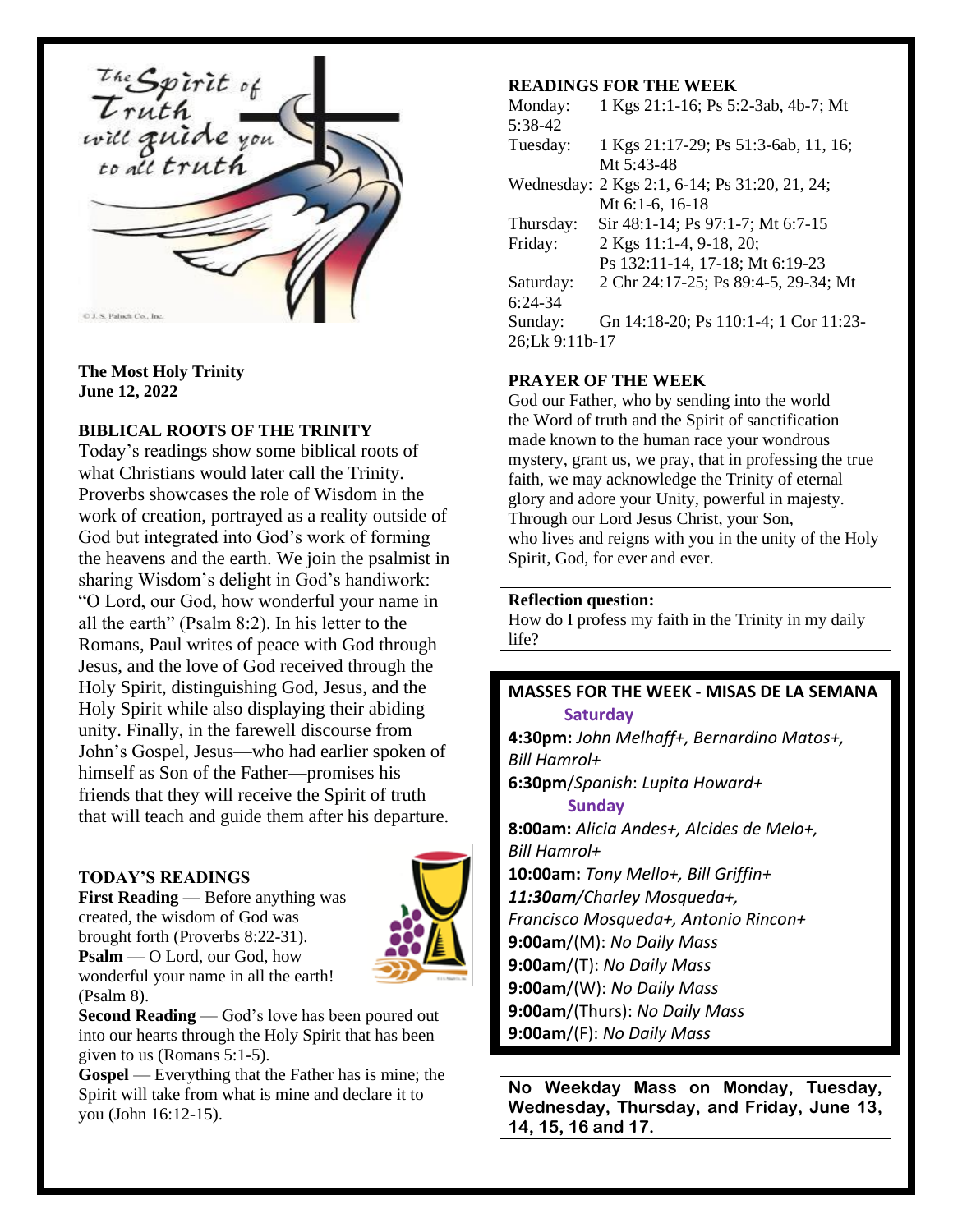The Spirit of Truth will guide you to all truth

© J. S. Paluch Co., Inc.

**The Most Holy Trinity**
**June 12, 2022**

## BIBLICAL ROOTS OF THE TRINITY

Today's readings show some biblical roots of what Christians would later call the Trinity. Proverbs showcases the role of Wisdom in the work of creation, portrayed as a reality outside of God but integrated into God's work of forming the heavens and the earth. We join the psalmist in sharing Wisdom's delight in God's handiwork: "O Lord, our God, how wonderful your name in all the earth" (Psalm 8:2). In his letter to the Romans, Paul writes of peace with God through Jesus, and the love of God received through the Holy Spirit, distinguishing God, Jesus, and the Holy Spirit while also displaying their abiding unity. Finally, in the farewell discourse from John's Gospel, Jesus—who had earlier spoken of himself as Son of the Father—promises his friends that they will receive the Spirit of truth that will teach and guide them after his departure.

## TODAY'S READINGS

**First Reading** — Before anything was created, the wisdom of God was brought forth (Proverbs 8:22-31).
**Psalm** — O Lord, our God, how wonderful your name in all the earth! (Psalm 8).
**Second Reading** — God's love has been poured out into our hearts through the Holy Spirit that has been given to us (Romans 5:1-5).
**Gospel** — Everything that the Father has is mine; the Spirit will take from what is mine and declare it to you (John 16:12-15).

## READINGS FOR THE WEEK

Monday: 1 Kgs 21:1-16; Ps 5:2-3ab, 4b-7; Mt 5:38-42
Tuesday: 1 Kgs 21:17-29; Ps 51:3-6ab, 11, 16; Mt 5:43-48
Wednesday: 2 Kgs 2:1, 6-14; Ps 31:20, 21, 24; Mt 6:1-6, 16-18
Thursday: Sir 48:1-14; Ps 97:1-7; Mt 6:7-15
Friday: 2 Kgs 11:1-4, 9-18, 20; Ps 132:11-14, 17-18; Mt 6:19-23
Saturday: 2 Chr 24:17-25; Ps 89:4-5, 29-34; Mt 6:24-34
Sunday: Gn 14:18-20; Ps 110:1-4; 1 Cor 11:23-26;Lk 9:11b-17

## PRAYER OF THE WEEK

God our Father, who by sending into the world the Word of truth and the Spirit of sanctification made known to the human race your wondrous mystery, grant us, we pray, that in professing the true faith, we may acknowledge the Trinity of eternal glory and adore your Unity, powerful in majesty. Through our Lord Jesus Christ, your Son, who lives and reigns with you in the unity of the Holy Spirit, God, for ever and ever.

**Reflection question:**
How do I profess my faith in the Trinity in my daily life?

## MASSES FOR THE WEEK - MISAS DE LA SEMANA

**Saturday**

**4:30pm:** *John Melhaff+, Bernardino Matos+, Bill Hamrol+*
**6:30pm**/*Spanish*: *Lupita Howard+*

**Sunday**

**8:00am:** *Alicia Andes+, Alcides de Melo+, Bill Hamrol+*
**10:00am:** *Tony Mello+, Bill Griffin+*
***11:30am***/*Charley Mosqueda+, Francisco Mosqueda+, Antonio Rincon+*
**9:00am**/(M): *No Daily Mass*
**9:00am**/(T): *No Daily Mass*
**9:00am**/(W): *No Daily Mass*
**9:00am**/(Thurs): *No Daily Mass*
**9:00am**/(F): *No Daily Mass*

**No Weekday Mass on Monday, Tuesday, Wednesday, Thursday, and Friday, June 13, 14, 15, 16 and 17.**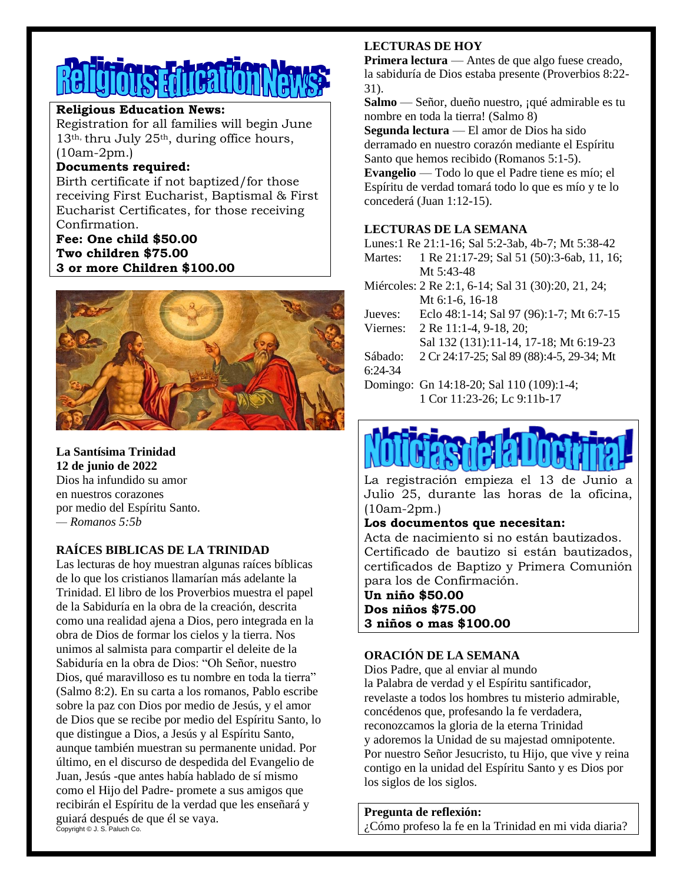# Religious Education News:

**Religious Education News:**
Registration for all families will begin June 13th, thru July 25th, during office hours, (10am-2pm.)

**Documents required:**
Birth certificate if not baptized/for those receiving First Eucharist, Baptismal & First Eucharist Certificates, for those receiving Confirmation.

**Fee: One child $50.00**
**Two children $75.00**
**3 or more Children $100.00**

**La Santísima Trinidad**
**12 de junio de 2022**
Dios ha infundido su amor
en nuestros corazones
por medio del Espíritu Santo.
— *Romanos 5:5b*

**RAÍCES BIBLICAS DE LA TRINIDAD**

Las lecturas de hoy muestran algunas raíces bíblicas de lo que los cristianos llamarían más adelante la Trinidad. El libro de los Proverbios muestra el papel de la Sabiduría en la obra de la creación, descrita como una realidad ajena a Dios, pero integrada en la obra de Dios de formar los cielos y la tierra. Nos unimos al salmista para compartir el deleite de la Sabiduría en la obra de Dios: "Oh Señor, nuestro Dios, qué maravilloso es tu nombre en toda la tierra" (Salmo 8:2). En su carta a los romanos, Pablo escribe sobre la paz con Dios por medio de Jesús, y el amor de Dios que se recibe por medio del Espíritu Santo, lo que distingue a Dios, a Jesús y al Espíritu Santo, aunque también muestran su permanente unidad. Por último, en el discurso de despedida del Evangelio de Juan, Jesús -que antes había hablado de sí mismo como el Hijo del Padre- promete a sus amigos que recibirán el Espíritu de la verdad que les enseñará y guiará después de que él se vaya.

Copyright © J. S. Paluch Co.

**LECTURAS DE HOY**

**Primera lectura** — Antes de que algo fuese creado, la sabiduría de Dios estaba presente (Proverbios 8:22-31).

**Salmo** — Señor, dueño nuestro, ¡qué admirable es tu nombre en toda la tierra! (Salmo 8)

**Segunda lectura** — El amor de Dios ha sido derramado en nuestro corazón mediante el Espíritu Santo que hemos recibido (Romanos 5:1-5).

**Evangelio** — Todo lo que el Padre tiene es mío; el Espíritu de verdad tomará todo lo que es mío y te lo concederá (Juan 1:12-15).

**LECTURAS DE LA SEMANA**

Lunes: 1 Re 21:1-16; Sal 5:2-3ab, 4b-7; Mt 5:38-42
Martes: 1 Re 21:17-29; Sal 51 (50):3-6ab, 11, 16; Mt 5:43-48
Miércoles: 2 Re 2:1, 6-14; Sal 31 (30):20, 21, 24; Mt 6:1-6, 16-18
Jueves: Eclo 48:1-14; Sal 97 (96):1-7; Mt 6:7-15
Viernes: 2 Re 11:1-4, 9-18, 20; Sal 132 (131):11-14, 17-18; Mt 6:19-23
Sábado: 2 Cr 24:17-25; Sal 89 (88):4-5, 29-34; Mt 6:24-34
Domingo: Gn 14:18-20; Sal 110 (109):1-4; 1 Cor 11:23-26; Lc 9:11b-17

# Noticias de la Doctrina!

La registración empieza el 13 de Junio a Julio 25, durante las horas de la oficina, (10am-2pm.)

**Los documentos que necesitan:**
Acta de nacimiento si no están bautizados. Certificado de bautizo si están bautizados, certificados de Baptizo y Primera Comunión para los de Confirmación.

**Un niño $50.00**
**Dos niños $75.00**
**3 niños o mas $100.00**

**ORACIÓN DE LA SEMANA**

Dios Padre, que al enviar al mundo
la Palabra de verdad y el Espíritu santificador,
revelaste a todos los hombres tu misterio admirable,
concédenos que, profesando la fe verdadera,
reconozcamos la gloria de la eterna Trinidad
y adoremos la Unidad de su majestad omnipotente.
Por nuestro Señor Jesucristo, tu Hijo, que vive y reina contigo en la unidad del Espíritu Santo y es Dios por los siglos de los siglos.

**Pregunta de reflexión:**
¿Cómo profeso la fe en la Trinidad en mi vida diaria?